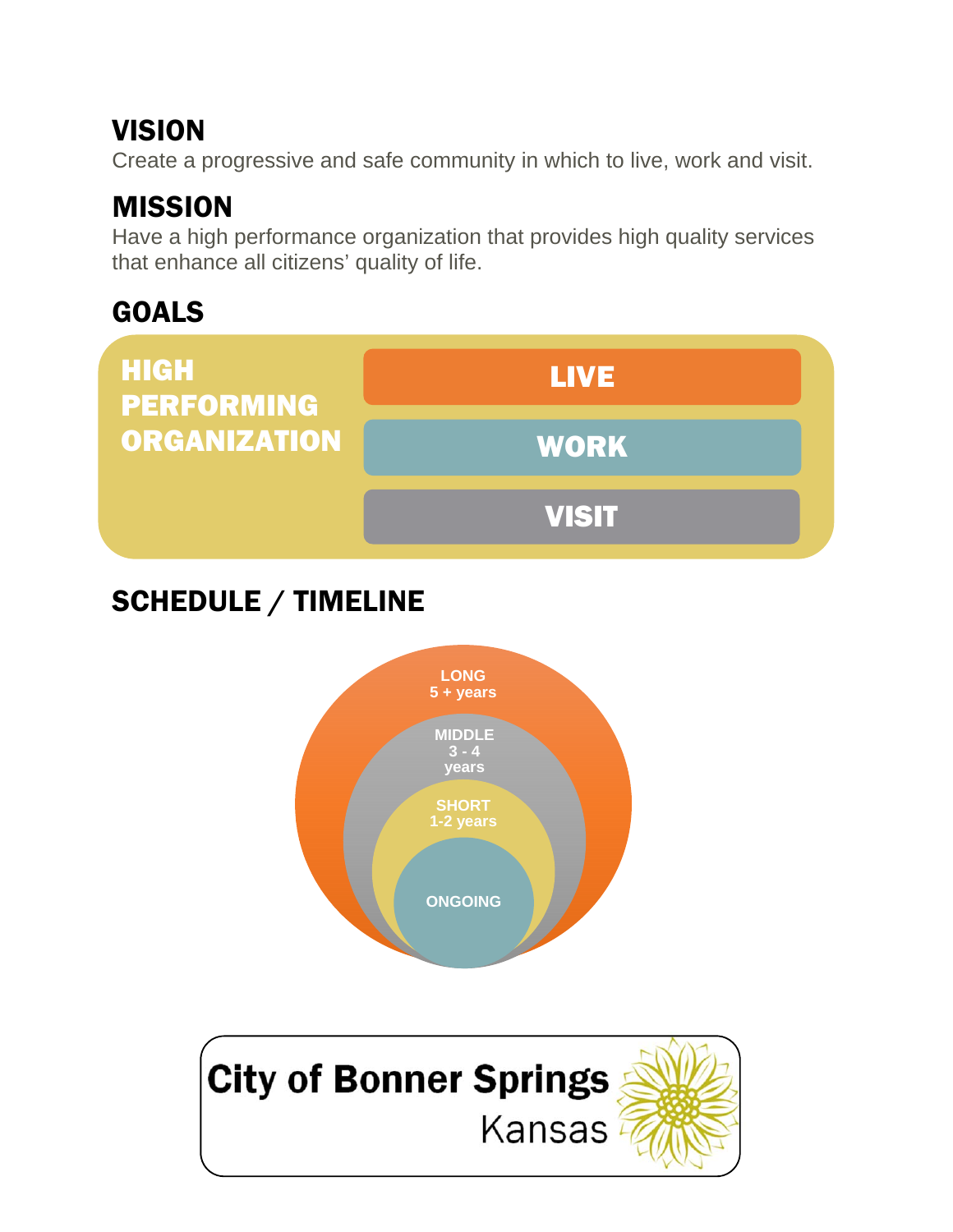## VISION

Create a progressive and safe community in which to live, work and visit.

## MISSION

Have a high performance organization that provides high quality services that enhance all citizens' quality of life.

## GOALS

**HIGH PERFORMING ORGANIZATION**

- **LIVE**
- **WORK**
- **VISIT**

## SCHEDULE / TIMELINE

- LONG 5 + years
- MIDDLE 3 - 4 years
- SHORT 1-2 years
- ONGOING

**City of Bonner Springs**
Kansas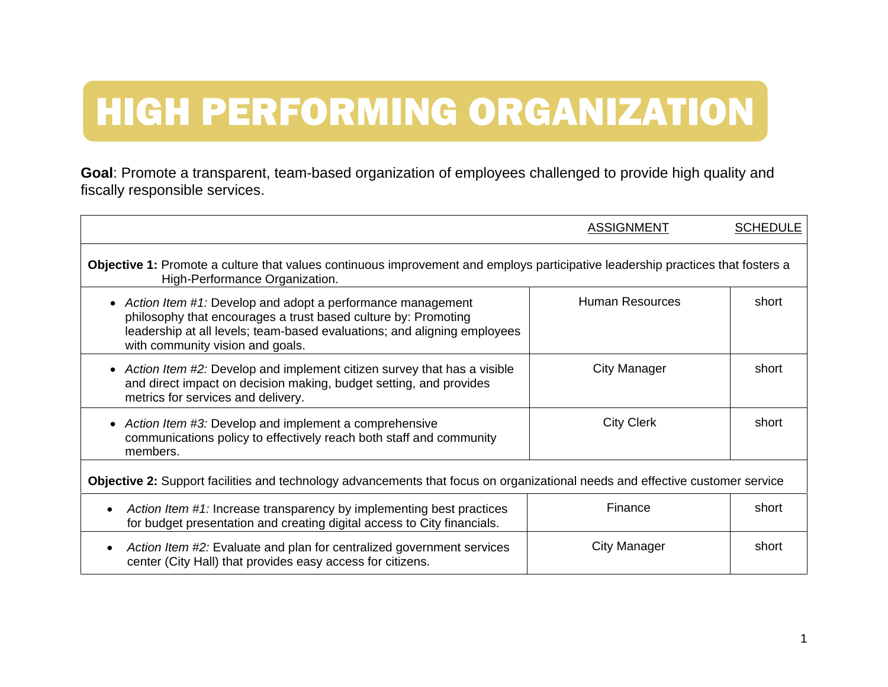# HIGH PERFORMING ORGANIZATION

**Goal**: Promote a transparent, team-based organization of employees challenged to provide high quality and fiscally responsible services.

| | ASSIGNMENT | SCHEDULE |
|---|---|---|
| **Objective 1:** Promote a culture that values continuous improvement and employs participative leadership practices that fosters a High-Performance Organization. | | |
| • *Action Item #1:* Develop and adopt a performance management philosophy that encourages a trust based culture by: Promoting leadership at all levels; team-based evaluations; and aligning employees with community vision and goals. | Human Resources | short |
| • *Action Item #2:* Develop and implement citizen survey that has a visible and direct impact on decision making, budget setting, and provides metrics for services and delivery. | City Manager | short |
| • *Action Item #3:* Develop and implement a comprehensive communications policy to effectively reach both staff and community members. | City Clerk | short |
| **Objective 2:** Support facilities and technology advancements that focus on organizational needs and effective customer service | | |
| • *Action Item #1:* Increase transparency by implementing best practices for budget presentation and creating digital access to City financials. | Finance | short |
| • *Action Item #2:* Evaluate and plan for centralized government services center (City Hall) that provides easy access for citizens. | City Manager | short |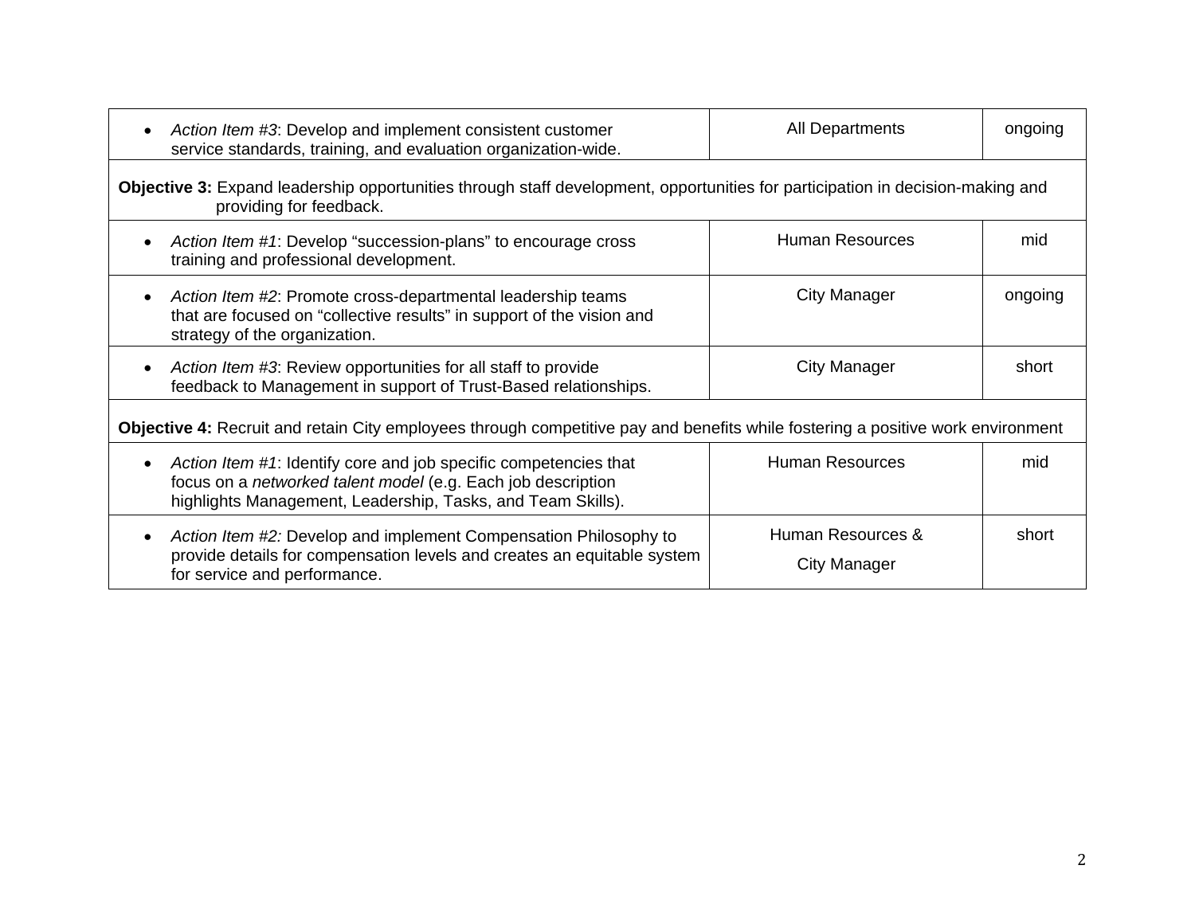| | | |
|---|---|---|
| • *Action Item #3*: Develop and implement consistent customer service standards, training, and evaluation organization-wide. | All Departments | ongoing |
| **Objective 3:** Expand leadership opportunities through staff development, opportunities for participation in decision-making and providing for feedback. | | |
| • *Action Item #1*: Develop "succession-plans" to encourage cross training and professional development. | Human Resources | mid |
| • *Action Item #2*: Promote cross-departmental leadership teams that are focused on "collective results" in support of the vision and strategy of the organization. | City Manager | ongoing |
| • *Action Item #3*: Review opportunities for all staff to provide feedback to Management in support of Trust-Based relationships. | City Manager | short |
| **Objective 4:** Recruit and retain City employees through competitive pay and benefits while fostering a positive work environment | | |
| • *Action Item #1*: Identify core and job specific competencies that focus on a *networked talent model* (e.g. Each job description highlights Management, Leadership, Tasks, and Team Skills). | Human Resources | mid |
| • *Action Item #2:* Develop and implement Compensation Philosophy to provide details for compensation levels and creates an equitable system for service and performance. | Human Resources & City Manager | short |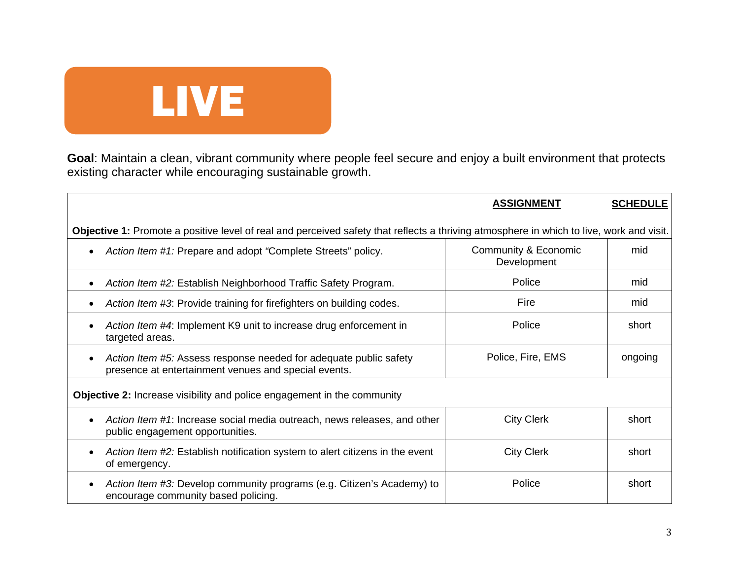# LIVE

**Goal**: Maintain a clean, vibrant community where people feel secure and enjoy a built environment that protects existing character while encouraging sustainable growth.

| | **ASSIGNMENT** | **SCHEDULE** |
|---|---|---|
| **Objective 1:** Promote a positive level of real and perceived safety that reflects a thriving atmosphere in which to live, work and visit. | | |
| • *Action Item #1:* Prepare and adopt "Complete Streets" policy. | Community & Economic Development | mid |
| • *Action Item #2:* Establish Neighborhood Traffic Safety Program. | Police | mid |
| • *Action Item #3*: Provide training for firefighters on building codes. | Fire | mid |
| • *Action Item #4*: Implement K9 unit to increase drug enforcement in targeted areas. | Police | short |
| • *Action Item #5:* Assess response needed for adequate public safety presence at entertainment venues and special events. | Police, Fire, EMS | ongoing |
| **Objective 2:** Increase visibility and police engagement in the community | | |
| • *Action Item #1*: Increase social media outreach, news releases, and other public engagement opportunities. | City Clerk | short |
| • *Action Item #2:* Establish notification system to alert citizens in the event of emergency. | City Clerk | short |
| • *Action Item #3:* Develop community programs (e.g. Citizen's Academy) to encourage community based policing. | Police | short |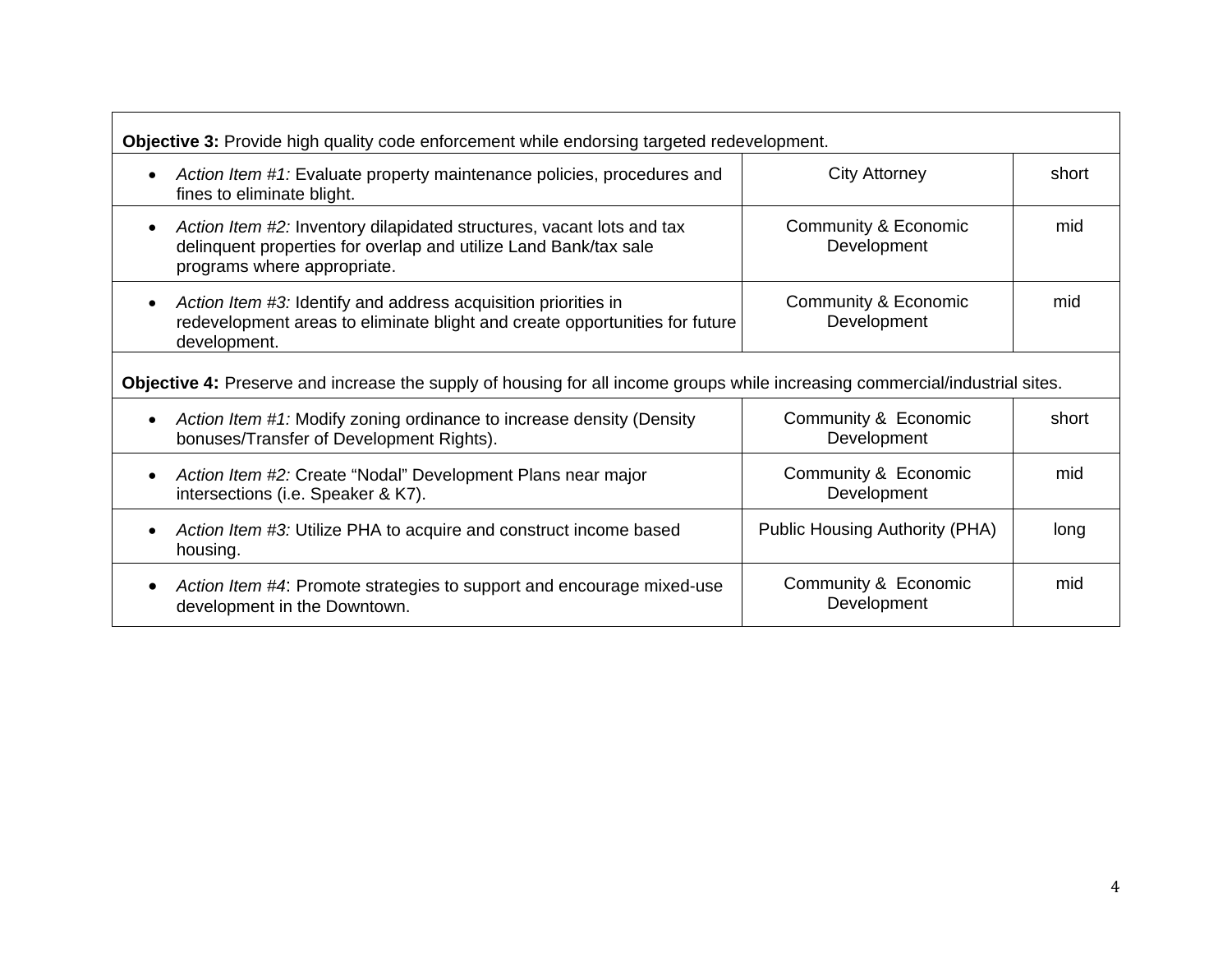| **Objective 3:** Provide high quality code enforcement while endorsing targeted redevelopment. | | |
|---|---|---|
| • *Action Item #1:* Evaluate property maintenance policies, procedures and fines to eliminate blight. | City Attorney | short |
| • *Action Item #2:* Inventory dilapidated structures, vacant lots and tax delinquent properties for overlap and utilize Land Bank/tax sale programs where appropriate. | Community & Economic Development | mid |
| • *Action Item #3:* Identify and address acquisition priorities in redevelopment areas to eliminate blight and create opportunities for future development. | Community & Economic Development | mid |
| **Objective 4:** Preserve and increase the supply of housing for all income groups while increasing commercial/industrial sites. | | |
| • *Action Item #1:* Modify zoning ordinance to increase density (Density bonuses/Transfer of Development Rights). | Community & Economic Development | short |
| • *Action Item #2:* Create "Nodal" Development Plans near major intersections (i.e. Speaker & K7). | Community & Economic Development | mid |
| • *Action Item #3:* Utilize PHA to acquire and construct income based housing. | Public Housing Authority (PHA) | long |
| • *Action Item #4*: Promote strategies to support and encourage mixed-use development in the Downtown. | Community & Economic Development | mid |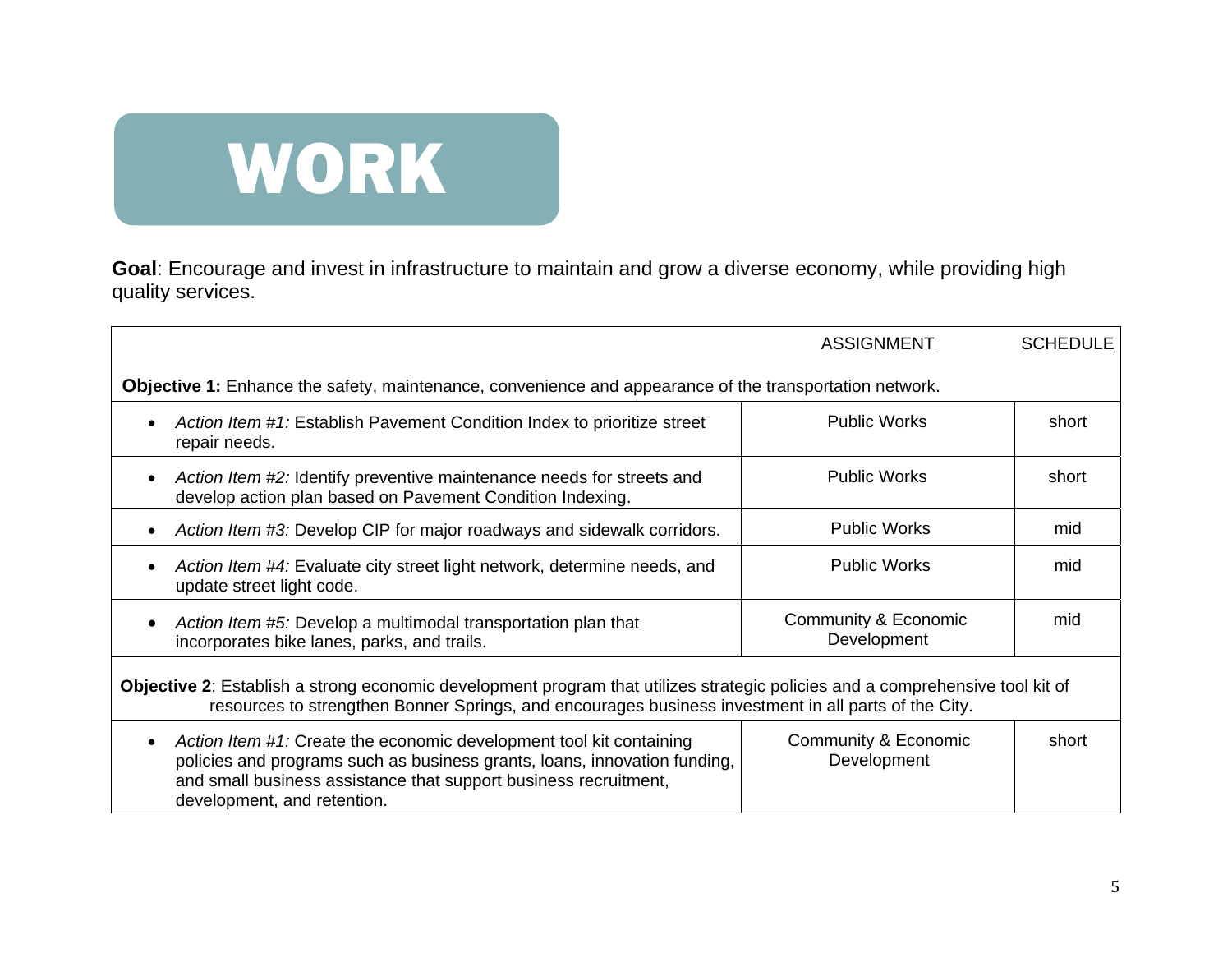# WORK

**Goal**: Encourage and invest in infrastructure to maintain and grow a diverse economy, while providing high quality services.

| | ASSIGNMENT | SCHEDULE |
|---|---|---|
| **Objective 1:** Enhance the safety, maintenance, convenience and appearance of the transportation network. | | |
| • *Action Item #1:* Establish Pavement Condition Index to prioritize street repair needs. | Public Works | short |
| • *Action Item #2:* Identify preventive maintenance needs for streets and develop action plan based on Pavement Condition Indexing. | Public Works | short |
| • *Action Item #3:* Develop CIP for major roadways and sidewalk corridors. | Public Works | mid |
| • *Action Item #4:* Evaluate city street light network, determine needs, and update street light code. | Public Works | mid |
| • *Action Item #5:* Develop a multimodal transportation plan that incorporates bike lanes, parks, and trails. | Community & Economic Development | mid |
| **Objective 2**: Establish a strong economic development program that utilizes strategic policies and a comprehensive tool kit of resources to strengthen Bonner Springs, and encourages business investment in all parts of the City. | | |
| • *Action Item #1:* Create the economic development tool kit containing policies and programs such as business grants, loans, innovation funding, and small business assistance that support business recruitment, development, and retention. | Community & Economic Development | short |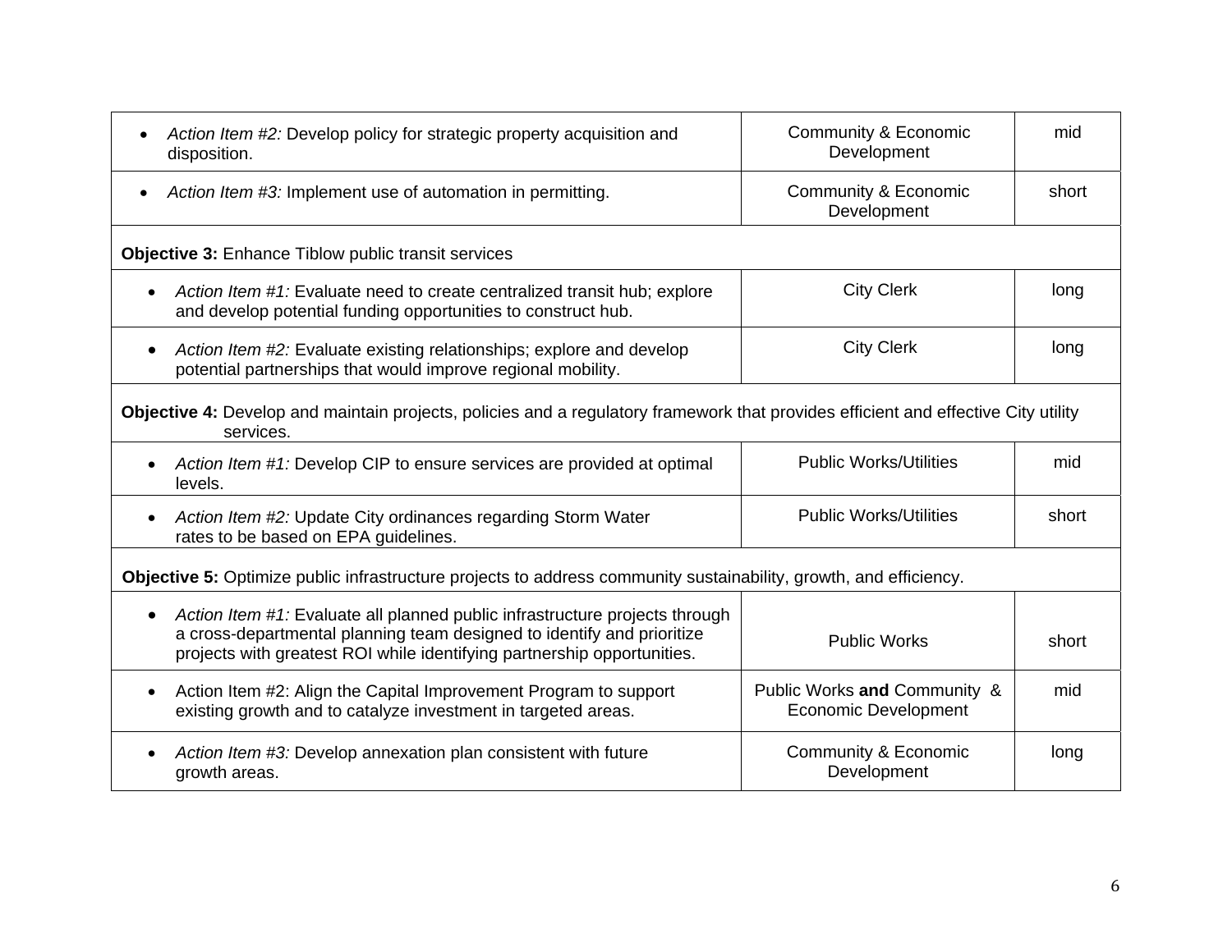| | | |
|---|---|---|
| • *Action Item #2:* Develop policy for strategic property acquisition and disposition. | Community & Economic Development | mid |
| • *Action Item #3:* Implement use of automation in permitting. | Community & Economic Development | short |
| **Objective 3:** Enhance Tiblow public transit services | | |
| • *Action Item #1:* Evaluate need to create centralized transit hub; explore and develop potential funding opportunities to construct hub. | City Clerk | long |
| • *Action Item #2:* Evaluate existing relationships; explore and develop potential partnerships that would improve regional mobility. | City Clerk | long |
| **Objective 4:** Develop and maintain projects, policies and a regulatory framework that provides efficient and effective City utility services. | | |
| • *Action Item #1:* Develop CIP to ensure services are provided at optimal levels. | Public Works/Utilities | mid |
| • *Action Item #2:* Update City ordinances regarding Storm Water rates to be based on EPA guidelines. | Public Works/Utilities | short |
| **Objective 5:** Optimize public infrastructure projects to address community sustainability, growth, and efficiency. | | |
| • *Action Item #1:* Evaluate all planned public infrastructure projects through a cross-departmental planning team designed to identify and prioritize projects with greatest ROI while identifying partnership opportunities. | Public Works | short |
| • Action Item #2: Align the Capital Improvement Program to support existing growth and to catalyze investment in targeted areas. | Public Works **and** Community & Economic Development | mid |
| • *Action Item #3:* Develop annexation plan consistent with future growth areas. | Community & Economic Development | long |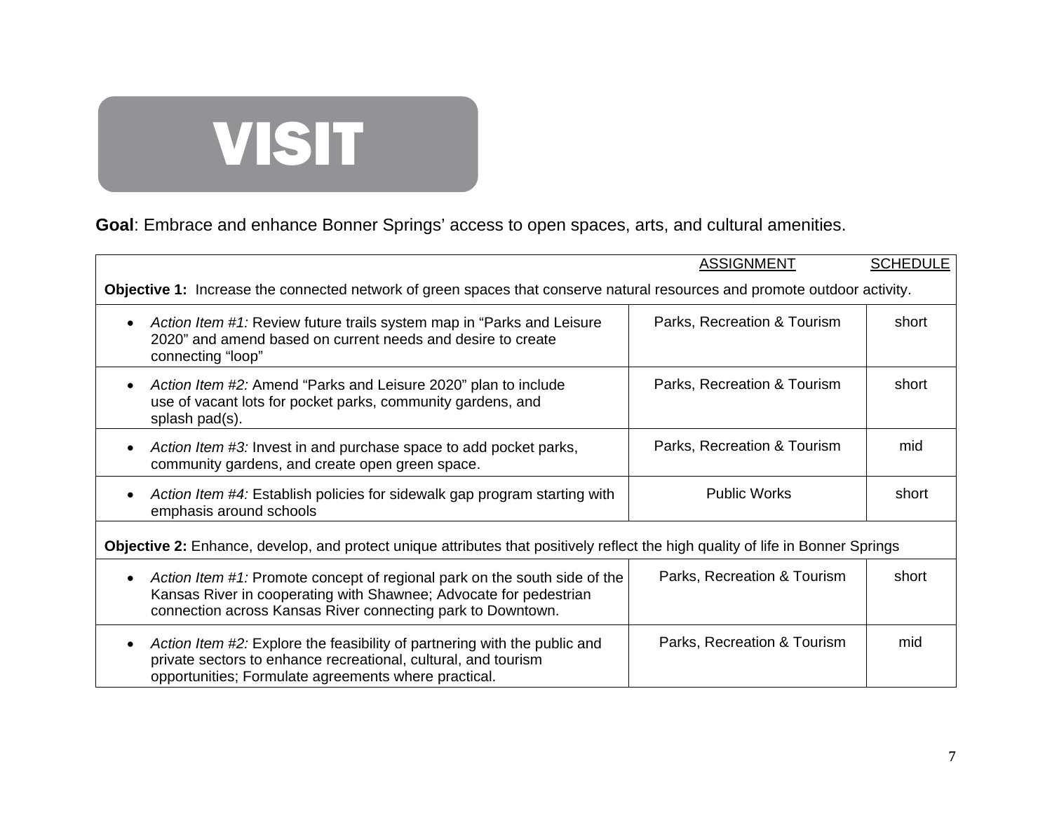# VISIT

**Goal**: Embrace and enhance Bonner Springs' access to open spaces, arts, and cultural amenities.

| | ASSIGNMENT | SCHEDULE |
|---|---|---|
| **Objective 1:** Increase the connected network of green spaces that conserve natural resources and promote outdoor activity. | | |
| • *Action Item #1:* Review future trails system map in "Parks and Leisure 2020" and amend based on current needs and desire to create connecting "loop" | Parks, Recreation & Tourism | short |
| • *Action Item #2:* Amend "Parks and Leisure 2020" plan to include use of vacant lots for pocket parks, community gardens, and splash pad(s). | Parks, Recreation & Tourism | short |
| • *Action Item #3:* Invest in and purchase space to add pocket parks, community gardens, and create open green space. | Parks, Recreation & Tourism | mid |
| • *Action Item #4:* Establish policies for sidewalk gap program starting with emphasis around schools | Public Works | short |
| **Objective 2:** Enhance, develop, and protect unique attributes that positively reflect the high quality of life in Bonner Springs | | |
| • *Action Item #1:* Promote concept of regional park on the south side of the Kansas River in cooperating with Shawnee; Advocate for pedestrian connection across Kansas River connecting park to Downtown. | Parks, Recreation & Tourism | short |
| • *Action Item #2:* Explore the feasibility of partnering with the public and private sectors to enhance recreational, cultural, and tourism opportunities; Formulate agreements where practical. | Parks, Recreation & Tourism | mid |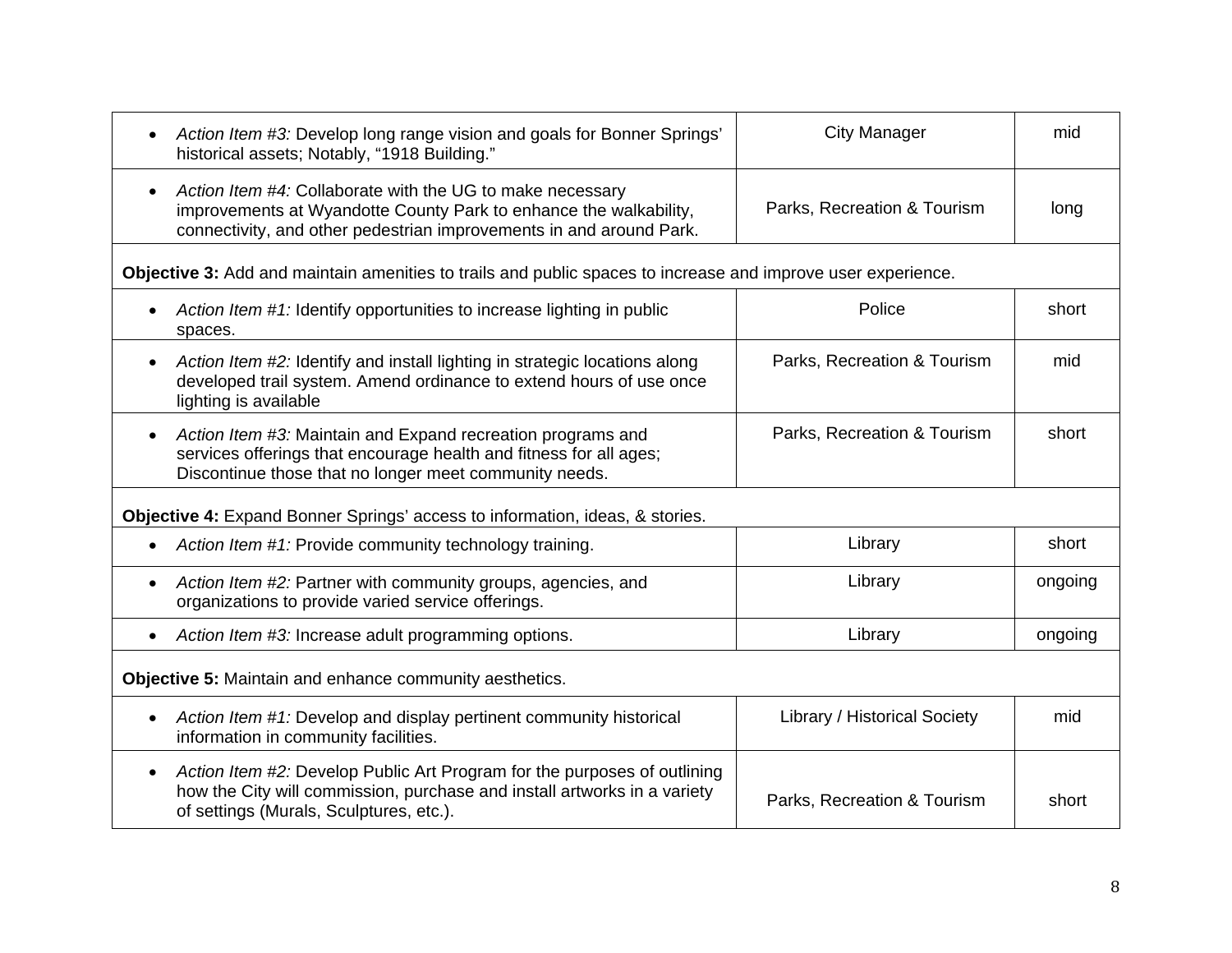| | | |
|---|---|---|
| • *Action Item #3:* Develop long range vision and goals for Bonner Springs' historical assets; Notably, "1918 Building." | City Manager | mid |
| • *Action Item #4:* Collaborate with the UG to make necessary improvements at Wyandotte County Park to enhance the walkability, connectivity, and other pedestrian improvements in and around Park. | Parks, Recreation & Tourism | long |
| **Objective 3:** Add and maintain amenities to trails and public spaces to increase and improve user experience. | | |
| • *Action Item #1:* Identify opportunities to increase lighting in public spaces. | Police | short |
| • *Action Item #2:* Identify and install lighting in strategic locations along developed trail system. Amend ordinance to extend hours of use once lighting is available | Parks, Recreation & Tourism | mid |
| • *Action Item #3:* Maintain and Expand recreation programs and services offerings that encourage health and fitness for all ages; Discontinue those that no longer meet community needs. | Parks, Recreation & Tourism | short |
| **Objective 4:** Expand Bonner Springs' access to information, ideas, & stories. | | |
| • *Action Item #1:* Provide community technology training. | Library | short |
| • *Action Item #2:* Partner with community groups, agencies, and organizations to provide varied service offerings. | Library | ongoing |
| • *Action Item #3:* Increase adult programming options. | Library | ongoing |
| **Objective 5:** Maintain and enhance community aesthetics. | | |
| • *Action Item #1:* Develop and display pertinent community historical information in community facilities. | Library / Historical Society | mid |
| • *Action Item #2:* Develop Public Art Program for the purposes of outlining how the City will commission, purchase and install artworks in a variety of settings (Murals, Sculptures, etc.). | Parks, Recreation & Tourism | short |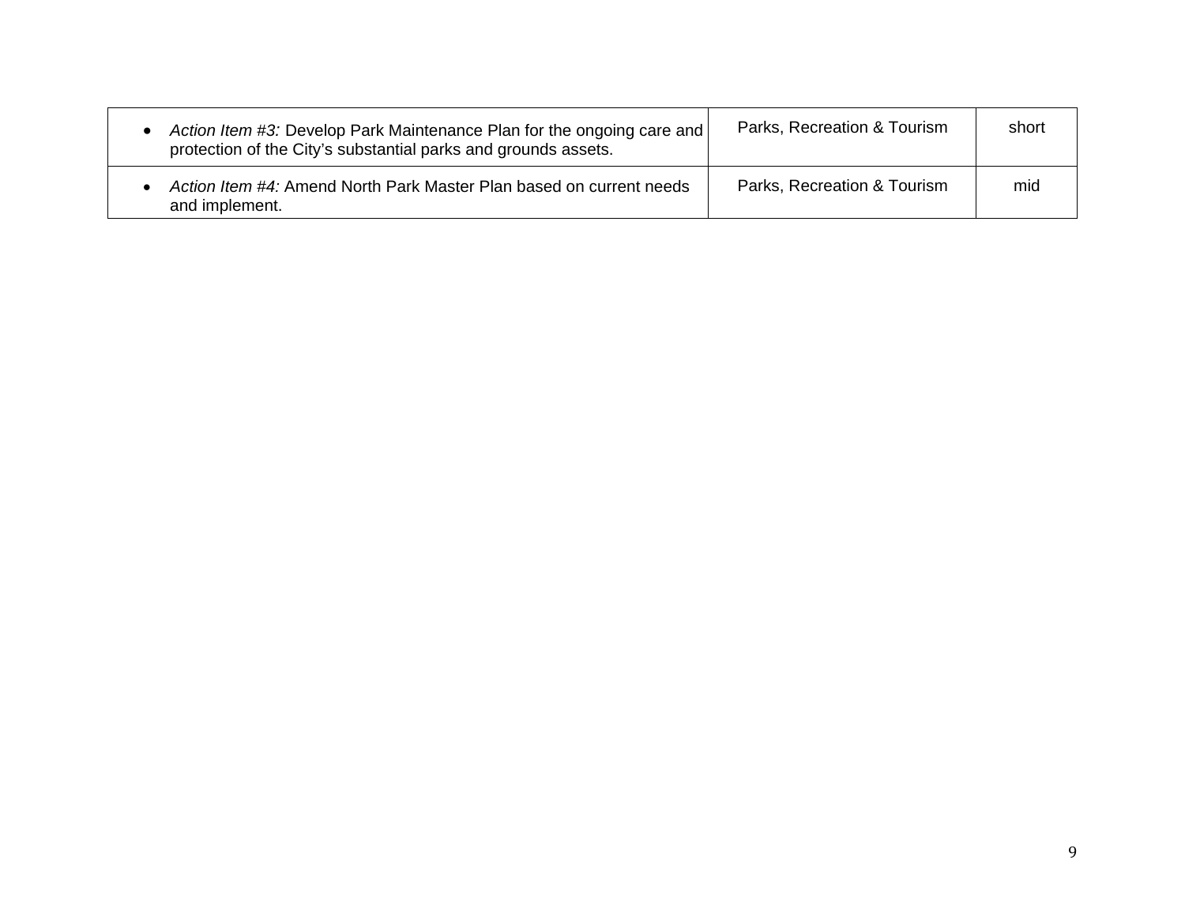| | | |
|---|---|---|
| • *Action Item #3:* Develop Park Maintenance Plan for the ongoing care and protection of the City's substantial parks and grounds assets. | Parks, Recreation & Tourism | short |
| • *Action Item #4:* Amend North Park Master Plan based on current needs and implement. | Parks, Recreation & Tourism | mid |